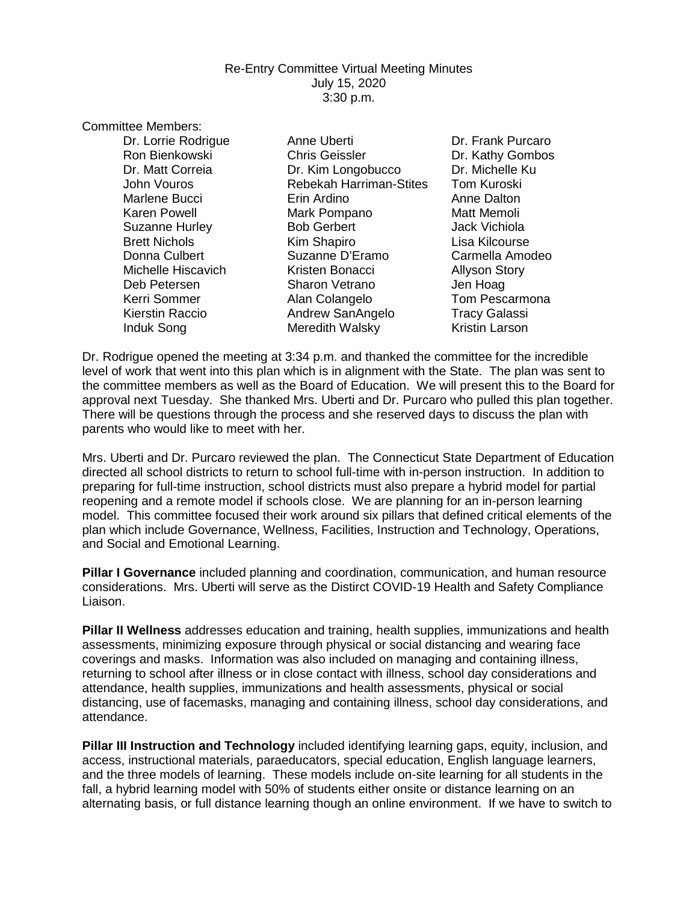Re-Entry Committee Virtual Meeting Minutes
July 15, 2020
3:30 p.m.

Committee Members:

| | | |
|---|---|---|
| Dr. Lorrie Rodrigue | Anne Uberti | Dr. Frank Purcaro |
| Ron Bienkowski | Chris Geissler | Dr. Kathy Gombos |
| Dr. Matt Correia | Dr. Kim Longobucco | Dr. Michelle Ku |
| John Vouros | Rebekah Harriman-Stites | Tom Kuroski |
| Marlene Bucci | Erin Ardino | Anne Dalton |
| Karen Powell | Mark Pompano | Matt Memoli |
| Suzanne Hurley | Bob Gerbert | Jack Vichiola |
| Brett Nichols | Kim Shapiro | Lisa Kilcourse |
| Donna Culbert | Suzanne D'Eramo | Carmella Amodeo |
| Michelle Hiscavich | Kristen Bonacci | Allyson Story |
| Deb Petersen | Sharon Vetrano | Jen Hoag |
| Kerri Sommer | Alan Colangelo | Tom Pescarmona |
| Kierstin Raccio | Andrew SanAngelo | Tracy Galassi |
| Induk Song | Meredith Walsky | Kristin Larson |

Dr. Rodrigue opened the meeting at 3:34 p.m. and thanked the committee for the incredible level of work that went into this plan which is in alignment with the State. The plan was sent to the committee members as well as the Board of Education. We will present this to the Board for approval next Tuesday. She thanked Mrs. Uberti and Dr. Purcaro who pulled this plan together. There will be questions through the process and she reserved days to discuss the plan with parents who would like to meet with her.

Mrs. Uberti and Dr. Purcaro reviewed the plan. The Connecticut State Department of Education directed all school districts to return to school full-time with in-person instruction. In addition to preparing for full-time instruction, school districts must also prepare a hybrid model for partial reopening and a remote model if schools close. We are planning for an in-person learning model. This committee focused their work around six pillars that defined critical elements of the plan which include Governance, Wellness, Facilities, Instruction and Technology, Operations, and Social and Emotional Learning.

**Pillar I Governance** included planning and coordination, communication, and human resource considerations. Mrs. Uberti will serve as the Distirct COVID-19 Health and Safety Compliance Liaison.

**Pillar II Wellness** addresses education and training, health supplies, immunizations and health assessments, minimizing exposure through physical or social distancing and wearing face coverings and masks. Information was also included on managing and containing illness, returning to school after illness or in close contact with illness, school day considerations and attendance, health supplies, immunizations and health assessments, physical or social distancing, use of facemasks, managing and containing illness, school day considerations, and attendance.

**Pillar III Instruction and Technology** included identifying learning gaps, equity, inclusion, and access, instructional materials, paraeducators, special education, English language learners, and the three models of learning. These models include on-site learning for all students in the fall, a hybrid learning model with 50% of students either onsite or distance learning on an alternating basis, or full distance learning though an online environment. If we have to switch to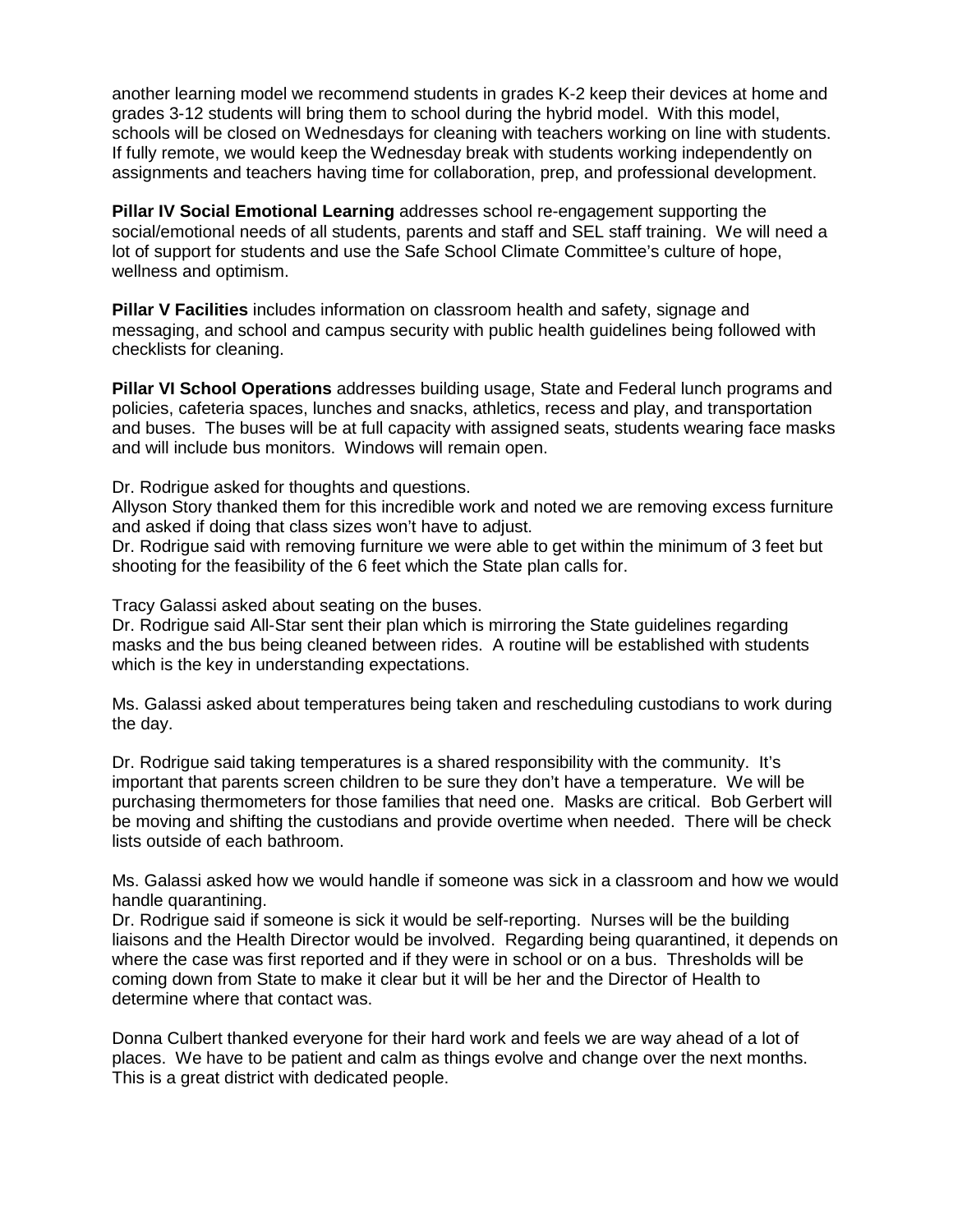another learning model we recommend students in grades K-2 keep their devices at home and grades 3-12 students will bring them to school during the hybrid model. With this model, schools will be closed on Wednesdays for cleaning with teachers working on line with students. If fully remote, we would keep the Wednesday break with students working independently on assignments and teachers having time for collaboration, prep, and professional development.

**Pillar IV Social Emotional Learning** addresses school re-engagement supporting the social/emotional needs of all students, parents and staff and SEL staff training. We will need a lot of support for students and use the Safe School Climate Committee's culture of hope, wellness and optimism.

**Pillar V Facilities** includes information on classroom health and safety, signage and messaging, and school and campus security with public health guidelines being followed with checklists for cleaning.

**Pillar VI School Operations** addresses building usage, State and Federal lunch programs and policies, cafeteria spaces, lunches and snacks, athletics, recess and play, and transportation and buses. The buses will be at full capacity with assigned seats, students wearing face masks and will include bus monitors. Windows will remain open.

Dr. Rodrigue asked for thoughts and questions.
Allyson Story thanked them for this incredible work and noted we are removing excess furniture and asked if doing that class sizes won't have to adjust.
Dr. Rodrigue said with removing furniture we were able to get within the minimum of 3 feet but shooting for the feasibility of the 6 feet which the State plan calls for.

Tracy Galassi asked about seating on the buses.
Dr. Rodrigue said All-Star sent their plan which is mirroring the State guidelines regarding masks and the bus being cleaned between rides. A routine will be established with students which is the key in understanding expectations.

Ms. Galassi asked about temperatures being taken and rescheduling custodians to work during the day.

Dr. Rodrigue said taking temperatures is a shared responsibility with the community. It's important that parents screen children to be sure they don't have a temperature. We will be purchasing thermometers for those families that need one. Masks are critical. Bob Gerbert will be moving and shifting the custodians and provide overtime when needed. There will be check lists outside of each bathroom.

Ms. Galassi asked how we would handle if someone was sick in a classroom and how we would handle quarantining.
Dr. Rodrigue said if someone is sick it would be self-reporting. Nurses will be the building liaisons and the Health Director would be involved. Regarding being quarantined, it depends on where the case was first reported and if they were in school or on a bus. Thresholds will be coming down from State to make it clear but it will be her and the Director of Health to determine where that contact was.

Donna Culbert thanked everyone for their hard work and feels we are way ahead of a lot of places. We have to be patient and calm as things evolve and change over the next months. This is a great district with dedicated people.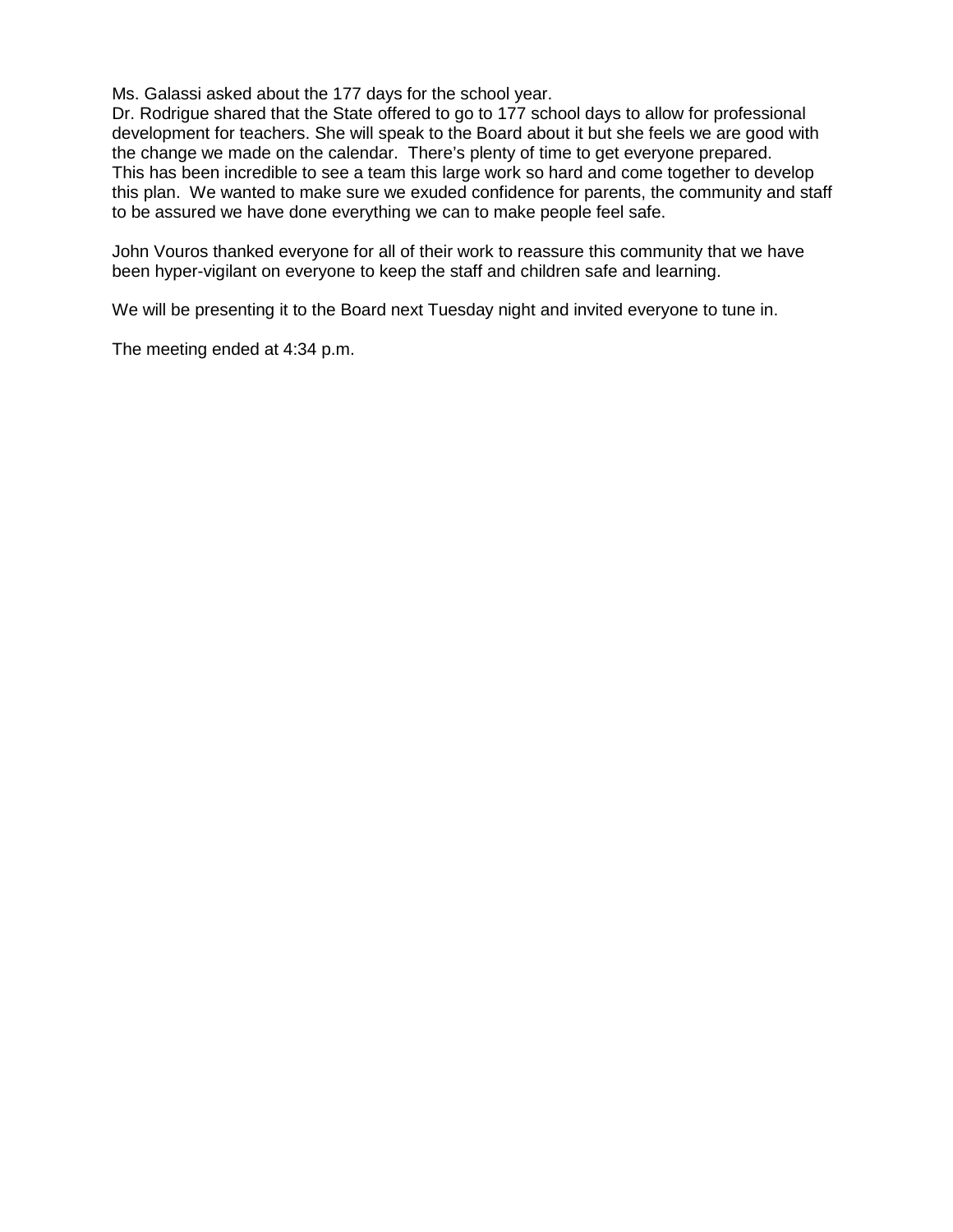Ms. Galassi asked about the 177 days for the school year.
Dr. Rodrigue shared that the State offered to go to 177 school days to allow for professional development for teachers. She will speak to the Board about it but she feels we are good with the change we made on the calendar. There's plenty of time to get everyone prepared.
This has been incredible to see a team this large work so hard and come together to develop this plan. We wanted to make sure we exuded confidence for parents, the community and staff to be assured we have done everything we can to make people feel safe.

John Vouros thanked everyone for all of their work to reassure this community that we have been hyper-vigilant on everyone to keep the staff and children safe and learning.

We will be presenting it to the Board next Tuesday night and invited everyone to tune in.

The meeting ended at 4:34 p.m.